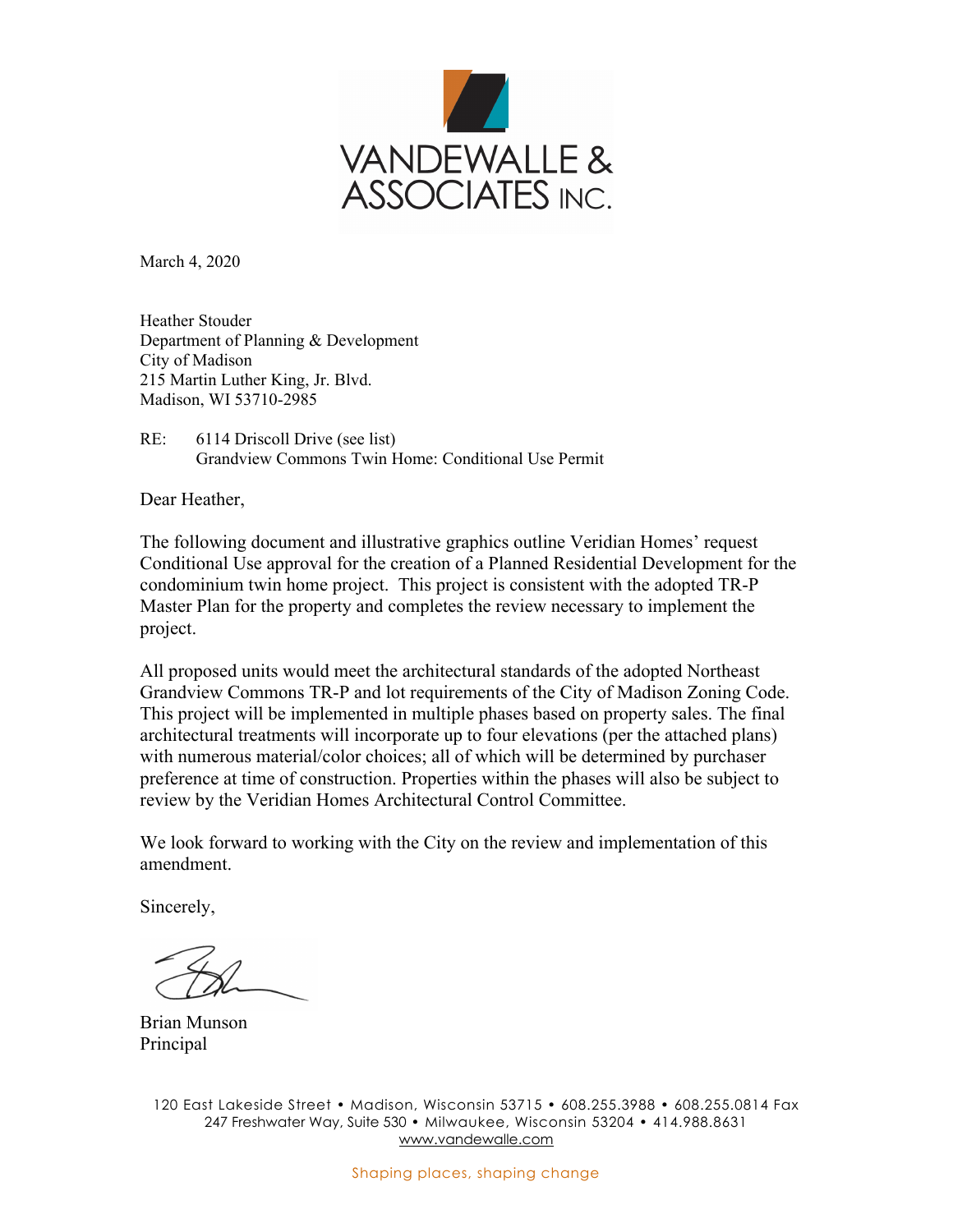VANDEWALLE & ASSOCIATES INC.

March 4, 2020

Heather Stouder
Department of Planning & Development
City of Madison
215 Martin Luther King, Jr. Blvd.
Madison, WI 53710-2985

RE: 6114 Driscoll Drive (see list)
Grandview Commons Twin Home: Conditional Use Permit

Dear Heather,

The following document and illustrative graphics outline Veridian Homes' request Conditional Use approval for the creation of a Planned Residential Development for the condominium twin home project. This project is consistent with the adopted TR-P Master Plan for the property and completes the review necessary to implement the project.

All proposed units would meet the architectural standards of the adopted Northeast Grandview Commons TR-P and lot requirements of the City of Madison Zoning Code. This project will be implemented in multiple phases based on property sales. The final architectural treatments will incorporate up to four elevations (per the attached plans) with numerous material/color choices; all of which will be determined by purchaser preference at time of construction. Properties within the phases will also be subject to review by the Veridian Homes Architectural Control Committee.

We look forward to working with the City on the review and implementation of this amendment.

Sincerely,

Brian Munson
Principal

120 East Lakeside Street • Madison, Wisconsin 53715 • 608.255.3988 • 608.255.0814 Fax
247 Freshwater Way, Suite 530 • Milwaukee, Wisconsin 53204 • 414.988.8631
www.vandewalle.com

Shaping places, shaping change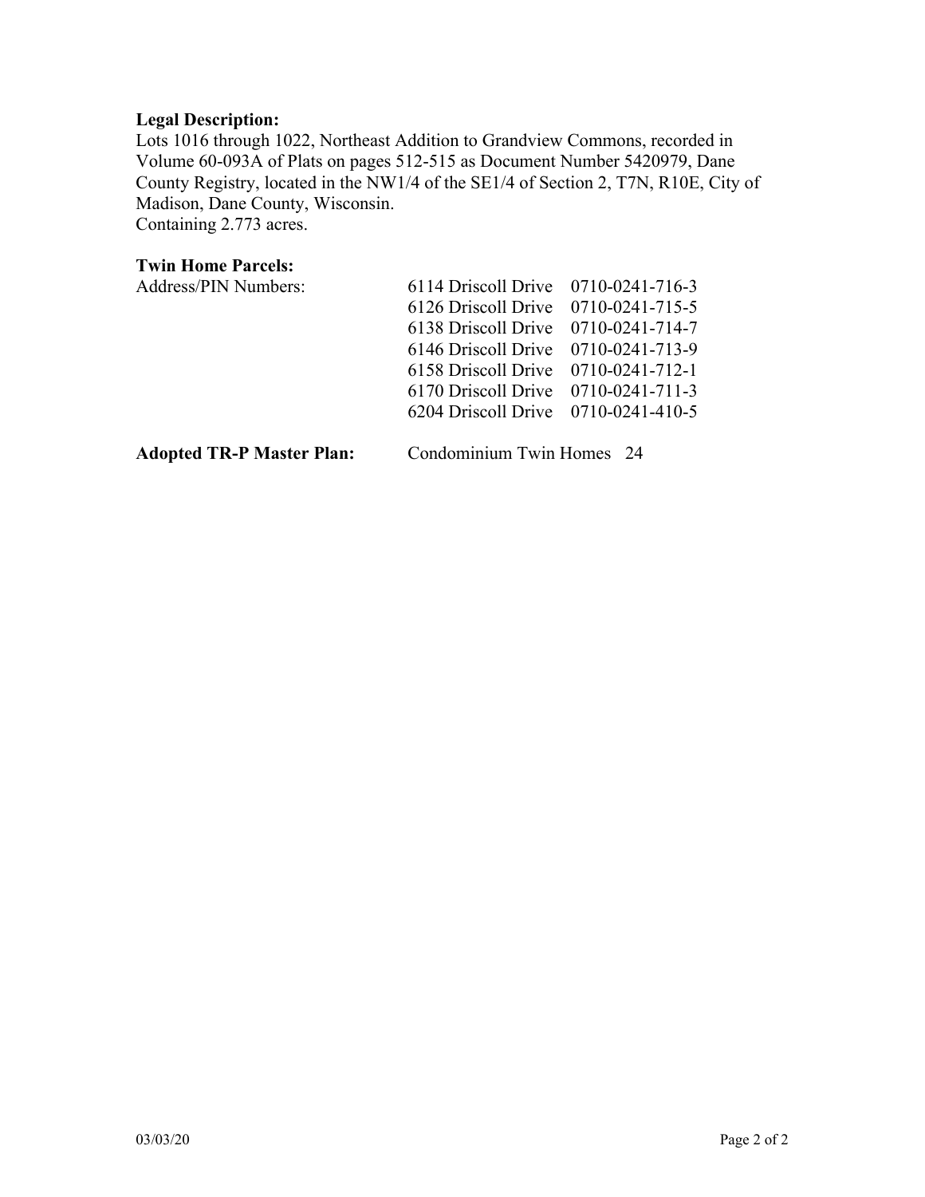**Legal Description:**
Lots 1016 through 1022, Northeast Addition to Grandview Commons, recorded in Volume 60-093A of Plats on pages 512-515 as Document Number 5420979, Dane County Registry, located in the NW1/4 of the SE1/4 of Section 2, T7N, R10E, City of Madison, Dane County, Wisconsin.
Containing 2.773 acres.

**Twin Home Parcels:**

| | | |
|---|---|---|
| Address/PIN Numbers: | 6114 Driscoll Drive | 0710-0241-716-3 |
| | 6126 Driscoll Drive | 0710-0241-715-5 |
| | 6138 Driscoll Drive | 0710-0241-714-7 |
| | 6146 Driscoll Drive | 0710-0241-713-9 |
| | 6158 Driscoll Drive | 0710-0241-712-1 |
| | 6170 Driscoll Drive | 0710-0241-711-3 |
| | 6204 Driscoll Drive | 0710-0241-410-5 |

**Adopted TR-P Master Plan:** Condominium Twin Homes 24

03/03/20